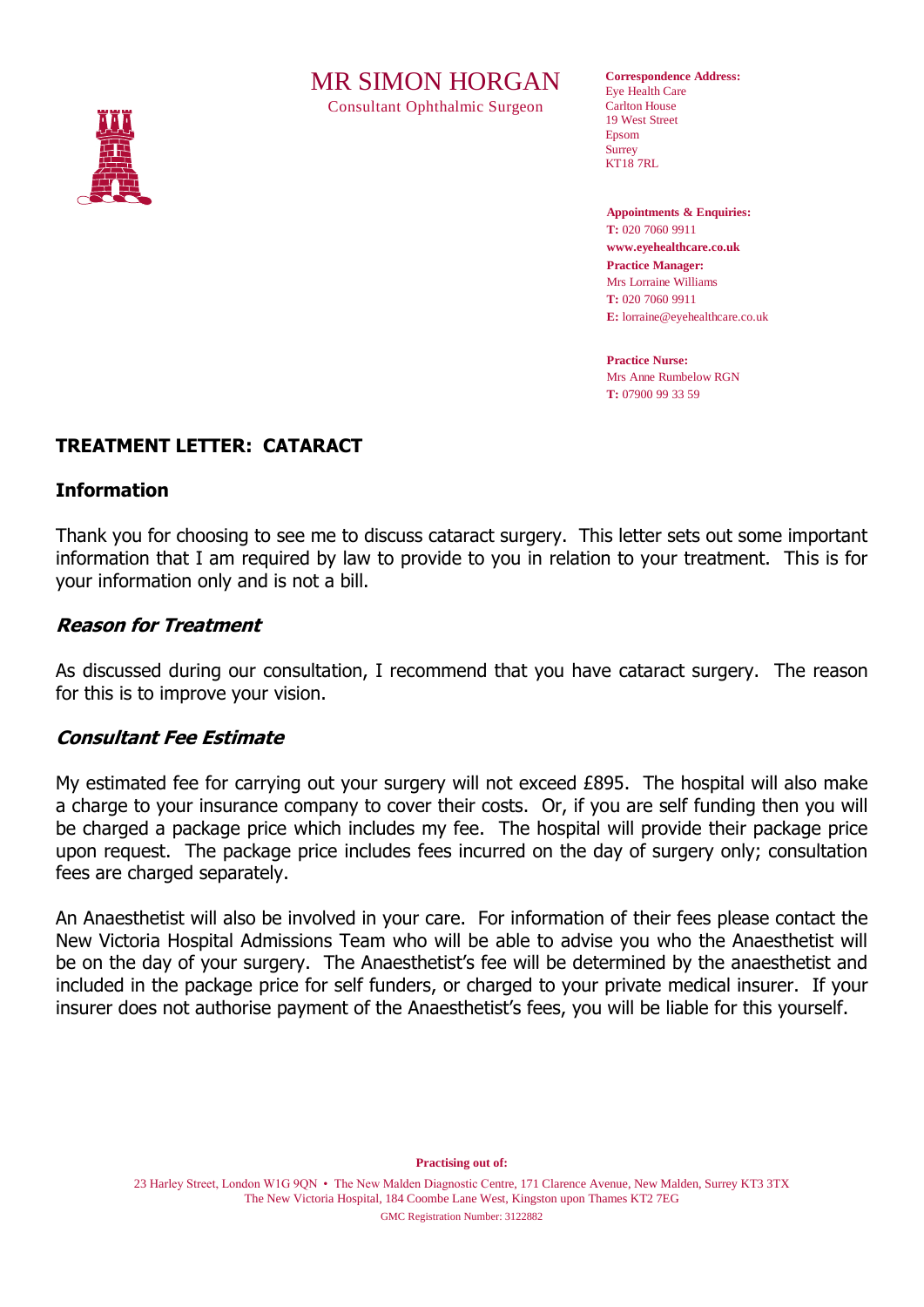# MR SIMON HORGAN

Consultant Ophthalmic Surgeon

**Correspondence Address:**
Eye Health Care
Carlton House
19 West Street
Epsom
Surrey
KT18 7RL

**Appointments & Enquiries:**
**T:** 020 7060 9911
**www.eyehealthcare.co.uk**
**Practice Manager:**
Mrs Lorraine Williams
**T:** 020 7060 9911
**E:** lorraine@eyehealthcare.co.uk

**Practice Nurse:**
Mrs Anne Rumbelow RGN
**T:** 07900 99 33 59

## TREATMENT LETTER: CATARACT

### Information

Thank you for choosing to see me to discuss cataract surgery. This letter sets out some important information that I am required by law to provide to you in relation to your treatment. This is for your information only and is not a bill.

### *Reason for Treatment*

As discussed during our consultation, I recommend that you have cataract surgery. The reason for this is to improve your vision.

### *Consultant Fee Estimate*

My estimated fee for carrying out your surgery will not exceed £895. The hospital will also make a charge to your insurance company to cover their costs. Or, if you are self funding then you will be charged a package price which includes my fee. The hospital will provide their package price upon request. The package price includes fees incurred on the day of surgery only; consultation fees are charged separately.

An Anaesthetist will also be involved in your care. For information of their fees please contact the New Victoria Hospital Admissions Team who will be able to advise you who the Anaesthetist will be on the day of your surgery. The Anaesthetist's fee will be determined by the anaesthetist and included in the package price for self funders, or charged to your private medical insurer. If your insurer does not authorise payment of the Anaesthetist's fees, you will be liable for this yourself.

**Practising out of:**

23 Harley Street, London W1G 9QN • The New Malden Diagnostic Centre, 171 Clarence Avenue, New Malden, Surrey KT3 3TX
The New Victoria Hospital, 184 Coombe Lane West, Kingston upon Thames KT2 7EG
GMC Registration Number: 3122882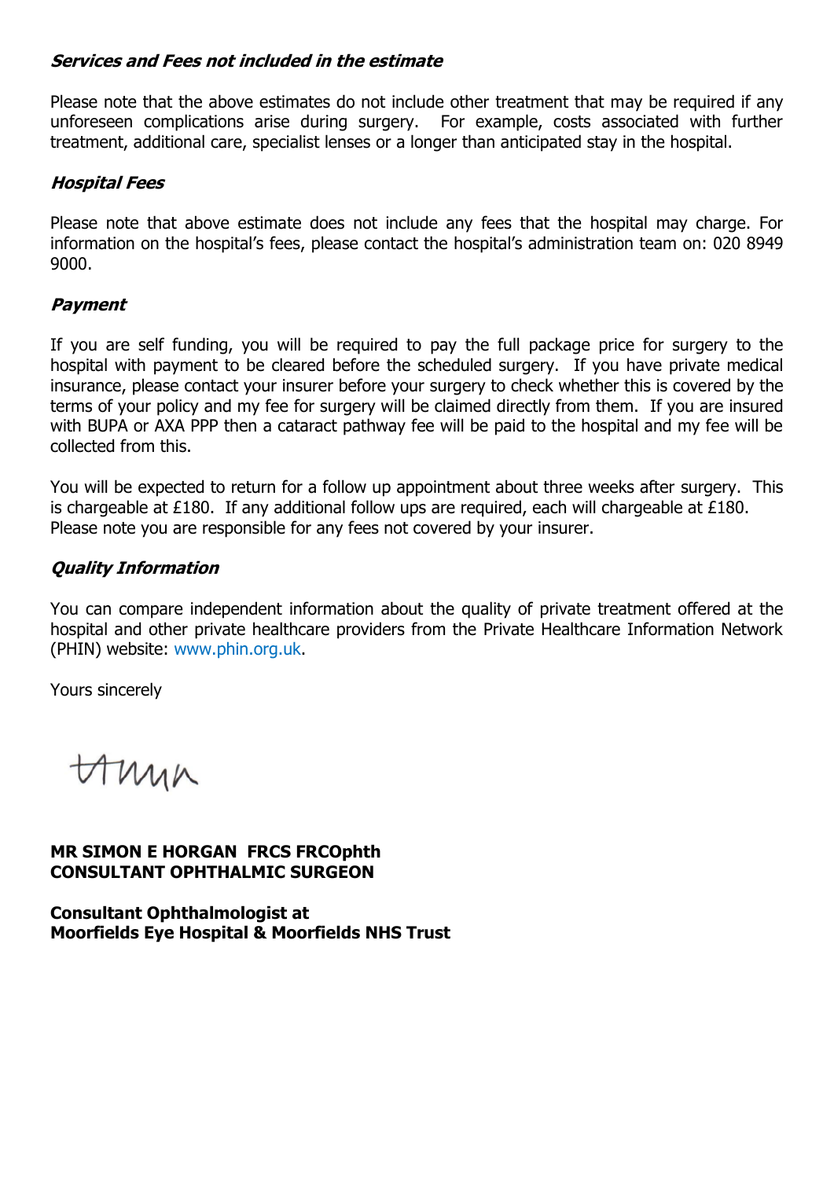***Services and Fees not included in the estimate***

Please note that the above estimates do not include other treatment that may be required if any unforeseen complications arise during surgery. For example, costs associated with further treatment, additional care, specialist lenses or a longer than anticipated stay in the hospital.

***Hospital Fees***

Please note that above estimate does not include any fees that the hospital may charge. For information on the hospital's fees, please contact the hospital's administration team on: 020 8949 9000.

***Payment***

If you are self funding, you will be required to pay the full package price for surgery to the hospital with payment to be cleared before the scheduled surgery. If you have private medical insurance, please contact your insurer before your surgery to check whether this is covered by the terms of your policy and my fee for surgery will be claimed directly from them. If you are insured with BUPA or AXA PPP then a cataract pathway fee will be paid to the hospital and my fee will be collected from this.

You will be expected to return for a follow up appointment about three weeks after surgery. This is chargeable at £180. If any additional follow ups are required, each will chargeable at £180. Please note you are responsible for any fees not covered by your insurer.

***Quality Information***

You can compare independent information about the quality of private treatment offered at the hospital and other private healthcare providers from the Private Healthcare Information Network (PHIN) website: www.phin.org.uk.

Yours sincerely

**MR SIMON E HORGAN FRCS FRCOphth**
**CONSULTANT OPHTHALMIC SURGEON**

**Consultant Ophthalmologist at**
**Moorfields Eye Hospital & Moorfields NHS Trust**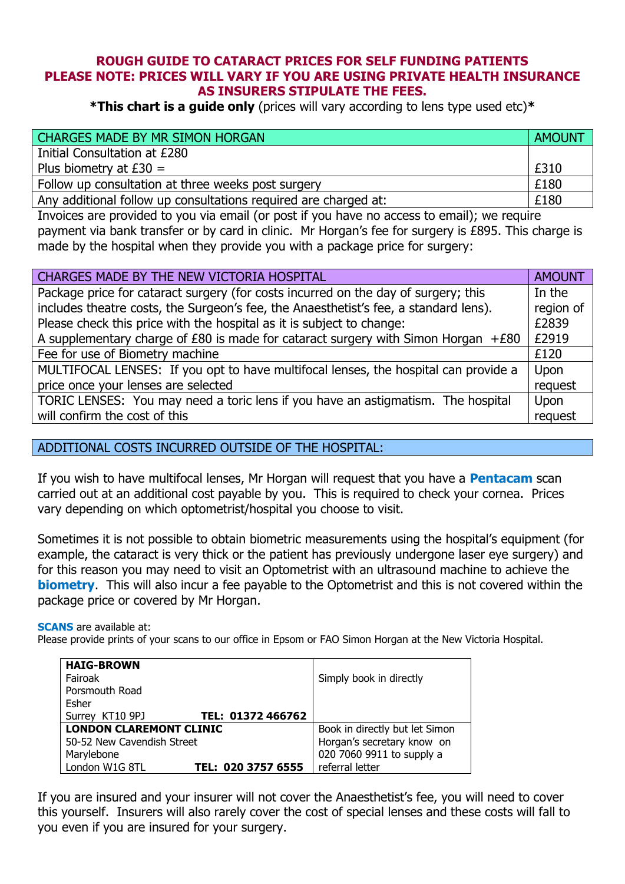**ROUGH GUIDE TO CATARACT PRICES FOR SELF FUNDING PATIENTS**
**PLEASE NOTE: PRICES WILL VARY IF YOU ARE USING PRIVATE HEALTH INSURANCE AS INSURERS STIPULATE THE FEES.**

***This chart is a guide only** (prices will vary according to lens type used etc)*

| CHARGES MADE BY MR SIMON HORGAN | AMOUNT |
|---|---|
| Initial Consultation at £280<br>Plus biometry at £30 = | £310 |
| Follow up consultation at three weeks post surgery | £180 |
| Any additional follow up consultations required are charged at: | £180 |

Invoices are provided to you via email (or post if you have no access to email); we require payment via bank transfer or by card in clinic. Mr Horgan's fee for surgery is £895. This charge is made by the hospital when they provide you with a package price for surgery:

| CHARGES MADE BY THE NEW VICTORIA HOSPITAL | AMOUNT |
|---|---|
| Package price for cataract surgery (for costs incurred on the day of surgery; this includes theatre costs, the Surgeon's fee, the Anaesthetist's fee, a standard lens). Please check this price with the hospital as it is subject to change:<br>A supplementary charge of £80 is made for cataract surgery with Simon Horgan +£80 | In the region of £2839<br>£2919 |
| Fee for use of Biometry machine | £120 |
| MULTIFOCAL LENSES: If you opt to have multifocal lenses, the hospital can provide a price once your lenses are selected | Upon request |
| TORIC LENSES: You may need a toric lens if you have an astigmatism. The hospital will confirm the cost of this | Upon request |

## ADDITIONAL COSTS INCURRED OUTSIDE OF THE HOSPITAL:

If you wish to have multifocal lenses, Mr Horgan will request that you have a **Pentacam** scan carried out at an additional cost payable by you. This is required to check your cornea. Prices vary depending on which optometrist/hospital you choose to visit.

Sometimes it is not possible to obtain biometric measurements using the hospital's equipment (for example, the cataract is very thick or the patient has previously undergone laser eye surgery) and for this reason you may need to visit an Optometrist with an ultrasound machine to achieve the **biometry**. This will also incur a fee payable to the Optometrist and this is not covered within the package price or covered by Mr Horgan.

**SCANS** are available at:
Please provide prints of your scans to our office in Epsom or FAO Simon Horgan at the New Victoria Hospital.

| | |
|---|---|
| **HAIG-BROWN**<br>Fairoak<br>Porsmouth Road<br>Esher<br>Surrey KT10 9PJ **TEL: 01372 466762** | Simply book in directly |
| **LONDON CLAREMONT CLINIC**<br>50-52 New Cavendish Street<br>Marylebone<br>London W1G 8TL **TEL: 020 3757 6555** | Book in directly but let Simon Horgan's secretary know on 020 7060 9911 to supply a referral letter |

If you are insured and your insurer will not cover the Anaesthetist's fee, you will need to cover this yourself. Insurers will also rarely cover the cost of special lenses and these costs will fall to you even if you are insured for your surgery.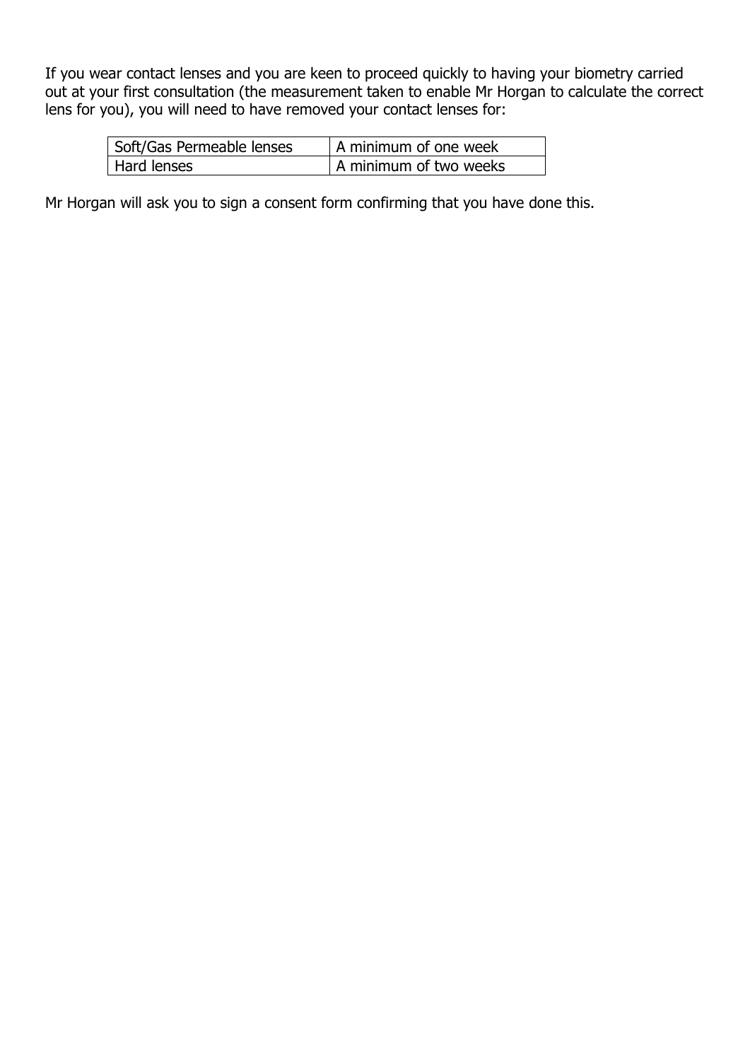If you wear contact lenses and you are keen to proceed quickly to having your biometry carried out at your first consultation (the measurement taken to enable Mr Horgan to calculate the correct lens for you), you will need to have removed your contact lenses for:

| | |
|---|---|
| Soft/Gas Permeable lenses | A minimum of one week |
| Hard lenses | A minimum of two weeks |

Mr Horgan will ask you to sign a consent form confirming that you have done this.